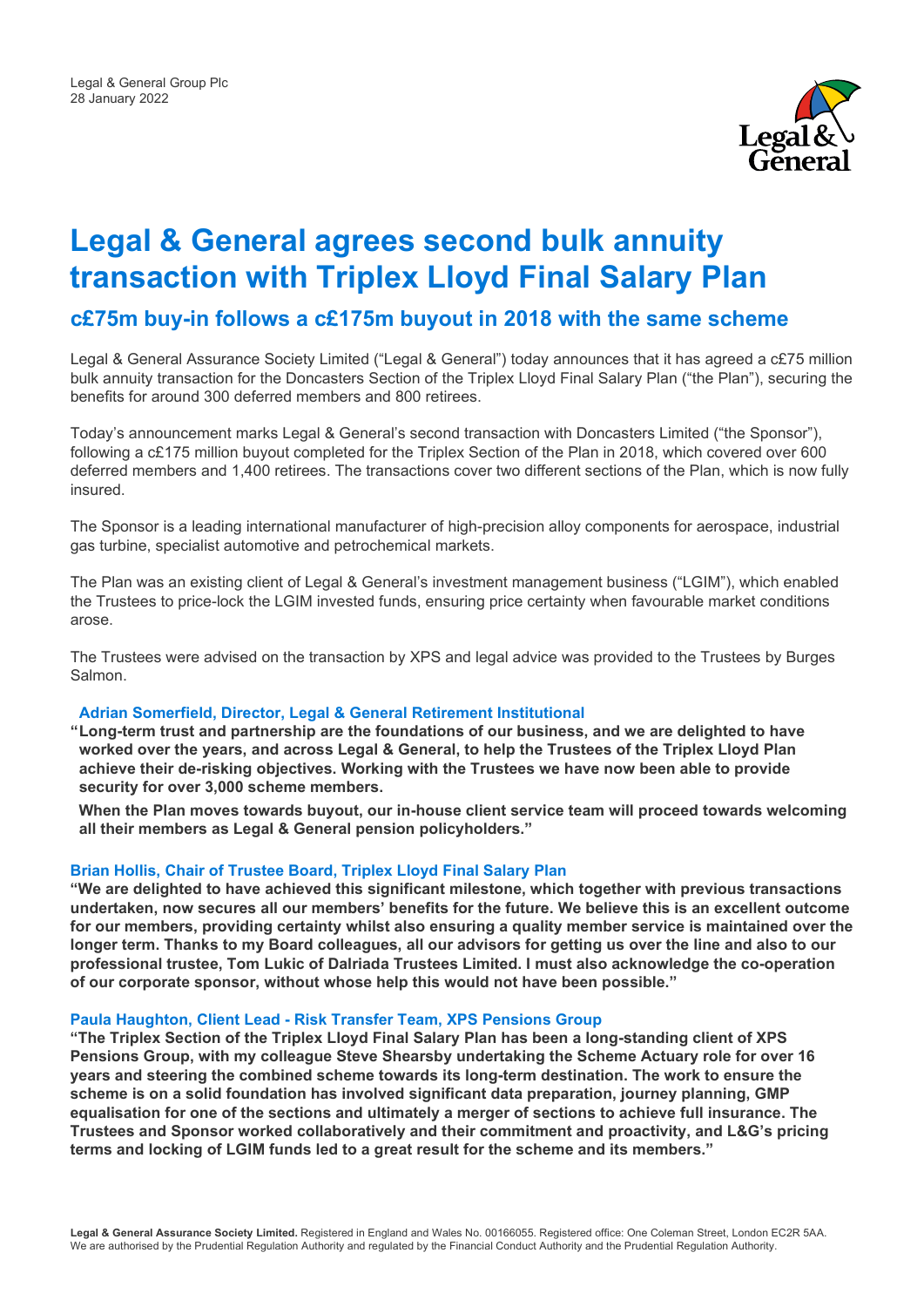Legal & General Group Plc
28 January 2022

# Legal & General agrees second bulk annuity transaction with Triplex Lloyd Final Salary Plan

## c£75m buy-in follows a c£175m buyout in 2018 with the same scheme

Legal & General Assurance Society Limited ("Legal & General") today announces that it has agreed a c£75 million bulk annuity transaction for the Doncasters Section of the Triplex Lloyd Final Salary Plan ("the Plan"), securing the benefits for around 300 deferred members and 800 retirees.

Today's announcement marks Legal & General's second transaction with Doncasters Limited ("the Sponsor"), following a c£175 million buyout completed for the Triplex Section of the Plan in 2018, which covered over 600 deferred members and 1,400 retirees. The transactions cover two different sections of the Plan, which is now fully insured.

The Sponsor is a leading international manufacturer of high-precision alloy components for aerospace, industrial gas turbine, specialist automotive and petrochemical markets.

The Plan was an existing client of Legal & General's investment management business ("LGIM"), which enabled the Trustees to price-lock the LGIM invested funds, ensuring price certainty when favourable market conditions arose.

The Trustees were advised on the transaction by XPS and legal advice was provided to the Trustees by Burges Salmon.

**Adrian Somerfield, Director, Legal & General Retirement Institutional**

**"Long-term trust and partnership are the foundations of our business, and we are delighted to have worked over the years, and across Legal & General, to help the Trustees of the Triplex Lloyd Plan achieve their de-risking objectives. Working with the Trustees we have now been able to provide security for over 3,000 scheme members.**

**When the Plan moves towards buyout, our in-house client service team will proceed towards welcoming all their members as Legal & General pension policyholders."**

**Brian Hollis, Chair of Trustee Board, Triplex Lloyd Final Salary Plan**

**"We are delighted to have achieved this significant milestone, which together with previous transactions undertaken, now secures all our members' benefits for the future. We believe this is an excellent outcome for our members, providing certainty whilst also ensuring a quality member service is maintained over the longer term. Thanks to my Board colleagues, all our advisors for getting us over the line and also to our professional trustee, Tom Lukic of Dalriada Trustees Limited. I must also acknowledge the co-operation of our corporate sponsor, without whose help this would not have been possible."**

**Paula Haughton, Client Lead - Risk Transfer Team, XPS Pensions Group**

**"The Triplex Section of the Triplex Lloyd Final Salary Plan has been a long-standing client of XPS Pensions Group, with my colleague Steve Shearsby undertaking the Scheme Actuary role for over 16 years and steering the combined scheme towards its long-term destination. The work to ensure the scheme is on a solid foundation has involved significant data preparation, journey planning, GMP equalisation for one of the sections and ultimately a merger of sections to achieve full insurance. The Trustees and Sponsor worked collaboratively and their commitment and proactivity, and L&G's pricing terms and locking of LGIM funds led to a great result for the scheme and its members."**

**Legal & General Assurance Society Limited.** Registered in England and Wales No. 00166055. Registered office: One Coleman Street, London EC2R 5AA. We are authorised by the Prudential Regulation Authority and regulated by the Financial Conduct Authority and the Prudential Regulation Authority.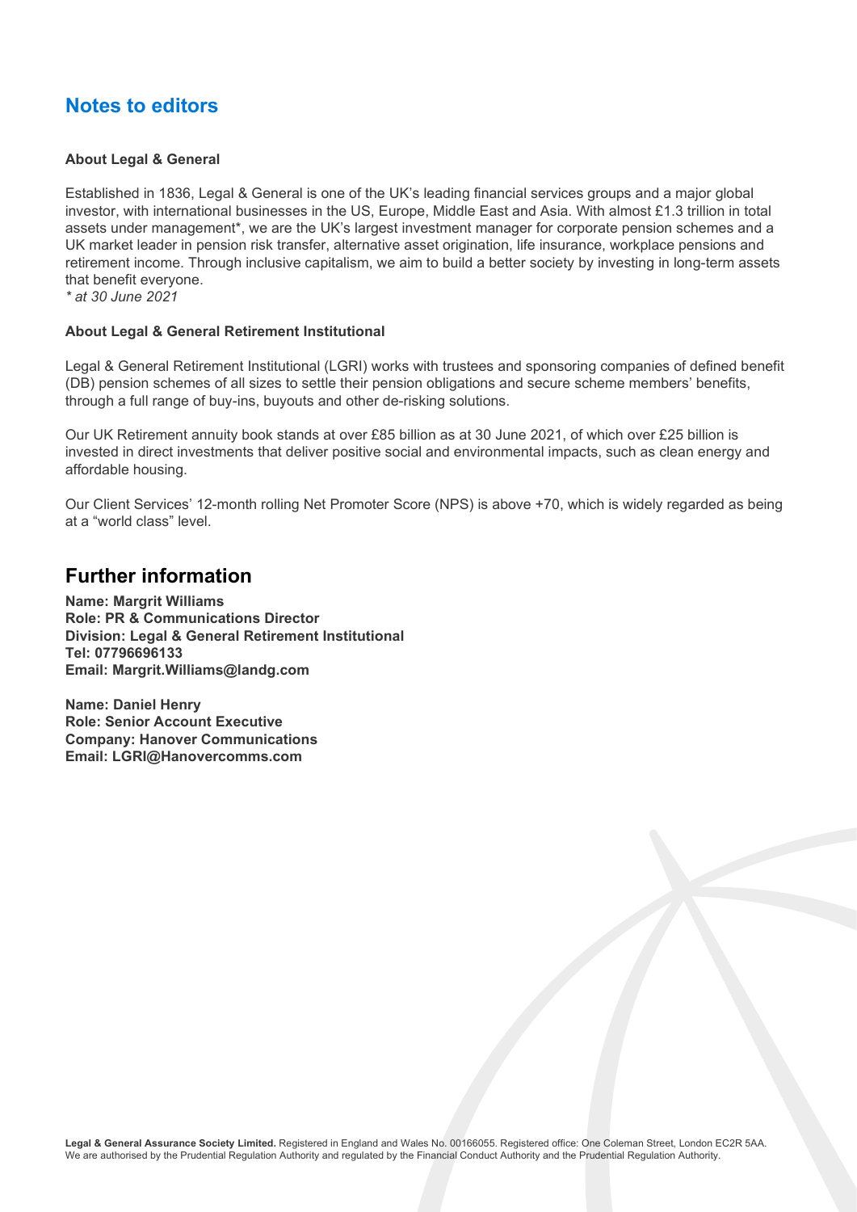## Notes to editors

**About Legal & General**

Established in 1836, Legal & General is one of the UK's leading financial services groups and a major global investor, with international businesses in the US, Europe, Middle East and Asia. With almost £1.3 trillion in total assets under management*, we are the UK's largest investment manager for corporate pension schemes and a UK market leader in pension risk transfer, alternative asset origination, life insurance, workplace pensions and retirement income. Through inclusive capitalism, we aim to build a better society by investing in long-term assets that benefit everyone.
*\* at 30 June 2021*

**About Legal & General Retirement Institutional**

Legal & General Retirement Institutional (LGRI) works with trustees and sponsoring companies of defined benefit (DB) pension schemes of all sizes to settle their pension obligations and secure scheme members' benefits, through a full range of buy-ins, buyouts and other de-risking solutions.

Our UK Retirement annuity book stands at over £85 billion as at 30 June 2021, of which over £25 billion is invested in direct investments that deliver positive social and environmental impacts, such as clean energy and affordable housing.

Our Client Services' 12-month rolling Net Promoter Score (NPS) is above +70, which is widely regarded as being at a "world class" level.

## Further information

**Name: Margrit Williams**
**Role: PR & Communications Director**
**Division: Legal & General Retirement Institutional**
**Tel: 07796696133**
**Email: Margrit.Williams@landg.com**

**Name: Daniel Henry**
**Role: Senior Account Executive**
**Company: Hanover Communications**
**Email: LGRI@Hanovercomms.com**

**Legal & General Assurance Society Limited.** Registered in England and Wales No. 00166055. Registered office: One Coleman Street, London EC2R 5AA. We are authorised by the Prudential Regulation Authority and regulated by the Financial Conduct Authority and the Prudential Regulation Authority.